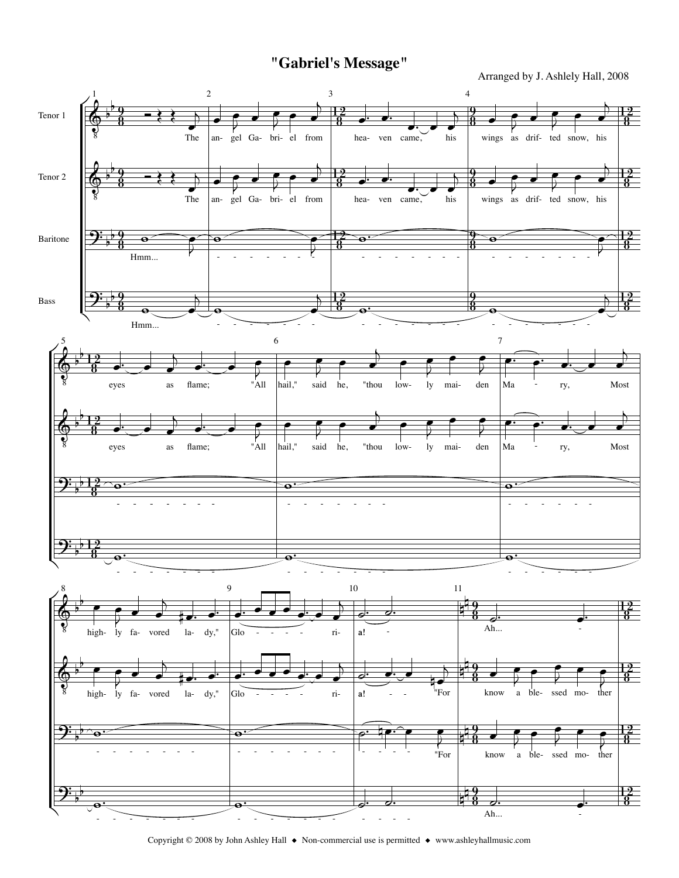# "Gabriel's Message"

Arranged by J. Ashlely Hall, 2008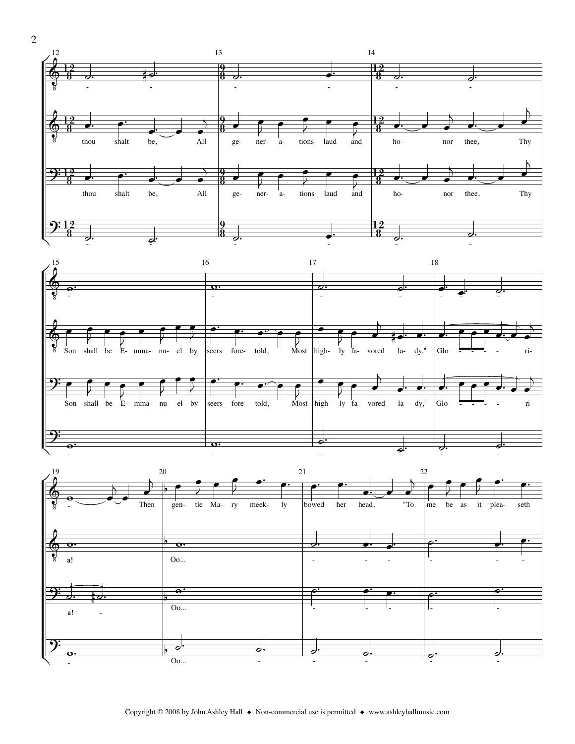thou shalt be, All generations laud and honor thee, Thy Son shall be Emmanuel by seers foretold, Most highly favored lady," Glo - - - - ria!

Then gentle Mary meekly bowed her head, "To me be as it pleaseth

Oo...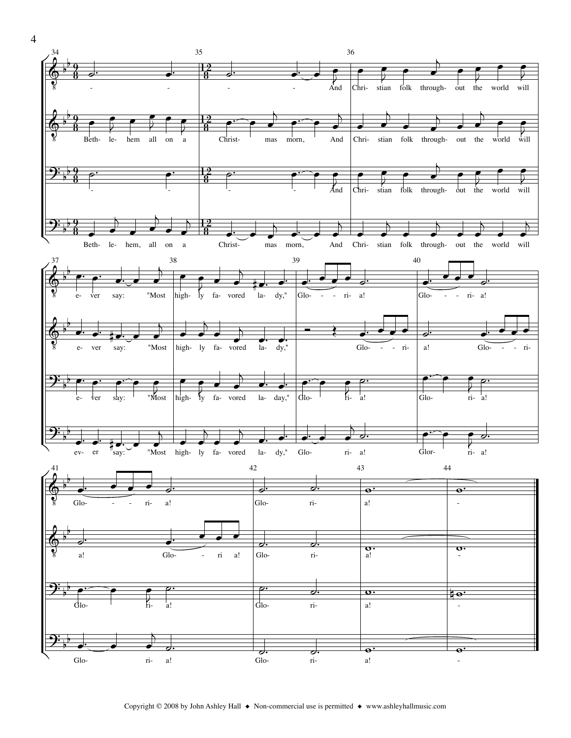And Christian folk throughout the world will ever say: "Most highly favored lady," Gloria! Gloria! Gloria! Gloria! Gloria!

Bethlehem all on a Christmas morn, And Christian folk throughout the world will ever say: "Most highly favored lady," Gloria! Gloria! Gloria! Gloria! Gloria!

And Christian folk throughout the world will ever say: "Most highly favored laday," Gloria! Gloria! Gloria! Gloria! Gloria!

Bethlehem, all on a Christmas morn, And Christian folk throughout the world will ever say: "Most highly favored lady," Gloria! Glorria! Gloria! Gloria! Gloria!